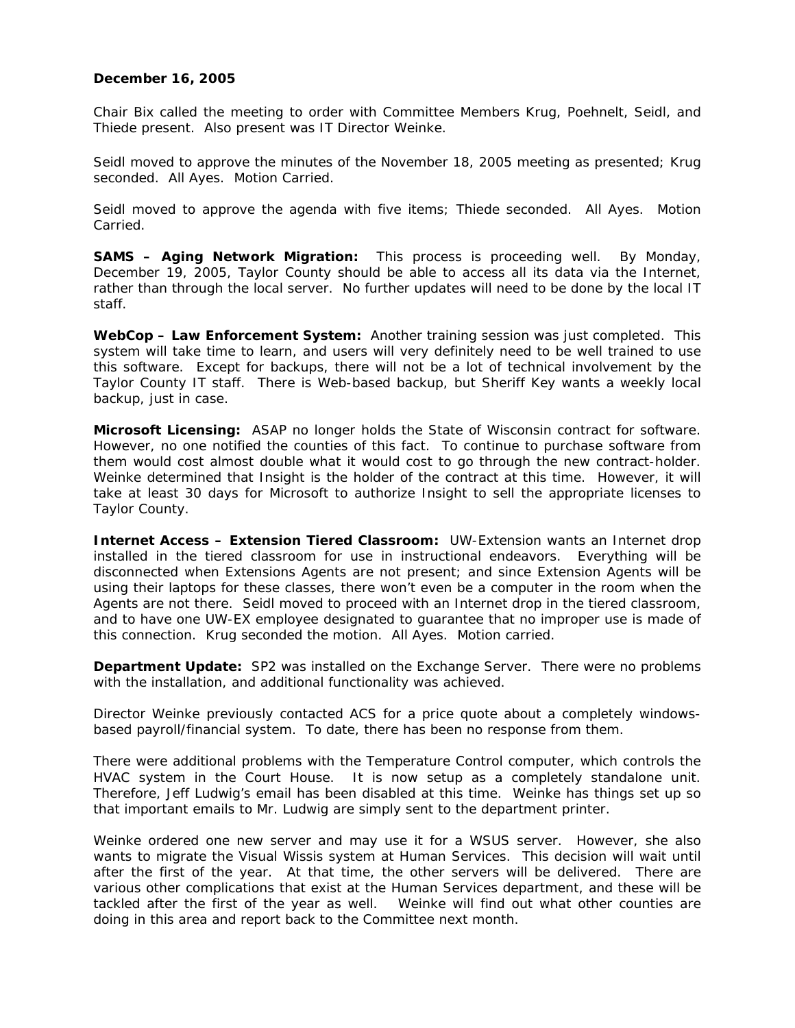**December 16, 2005**

Chair Bix called the meeting to order with Committee Members Krug, Poehnelt, Seidl, and Thiede present. Also present was IT Director Weinke.

Seidl moved to approve the minutes of the November 18, 2005 meeting as presented; Krug seconded. All Ayes. Motion Carried.

Seidl moved to approve the agenda with five items; Thiede seconded. All Ayes. Motion Carried.

**SAMS – Aging Network Migration:** This process is proceeding well. By Monday, December 19, 2005, Taylor County should be able to access all its data via the Internet, rather than through the local server. No further updates will need to be done by the local IT staff.

**WebCop – Law Enforcement System:** Another training session was just completed. This system will take time to learn, and users will very definitely need to be well trained to use this software. Except for backups, there will not be a lot of technical involvement by the Taylor County IT staff. There is Web-based backup, but Sheriff Key wants a weekly local backup, just in case.

**Microsoft Licensing:** ASAP no longer holds the State of Wisconsin contract for software. However, no one notified the counties of this fact. To continue to purchase software from them would cost almost double what it would cost to go through the new contract-holder. Weinke determined that Insight is the holder of the contract at this time. However, it will take at least 30 days for Microsoft to authorize Insight to sell the appropriate licenses to Taylor County.

**Internet Access – Extension Tiered Classroom:** UW-Extension wants an Internet drop installed in the tiered classroom for use in instructional endeavors. Everything will be disconnected when Extensions Agents are not present; and since Extension Agents will be using their laptops for these classes, there won't even be a computer in the room when the Agents are not there. Seidl moved to proceed with an Internet drop in the tiered classroom, and to have one UW-EX employee designated to guarantee that no improper use is made of this connection. Krug seconded the motion. All Ayes. Motion carried.

**Department Update:** SP2 was installed on the Exchange Server. There were no problems with the installation, and additional functionality was achieved.

Director Weinke previously contacted ACS for a price quote about a completely windows-based payroll/financial system. To date, there has been no response from them.

There were additional problems with the Temperature Control computer, which controls the HVAC system in the Court House. It is now setup as a completely standalone unit. Therefore, Jeff Ludwig's email has been disabled at this time. Weinke has things set up so that important emails to Mr. Ludwig are simply sent to the department printer.

Weinke ordered one new server and may use it for a WSUS server. However, she also wants to migrate the Visual Wissis system at Human Services. This decision will wait until after the first of the year. At that time, the other servers will be delivered. There are various other complications that exist at the Human Services department, and these will be tackled after the first of the year as well. Weinke will find out what other counties are doing in this area and report back to the Committee next month.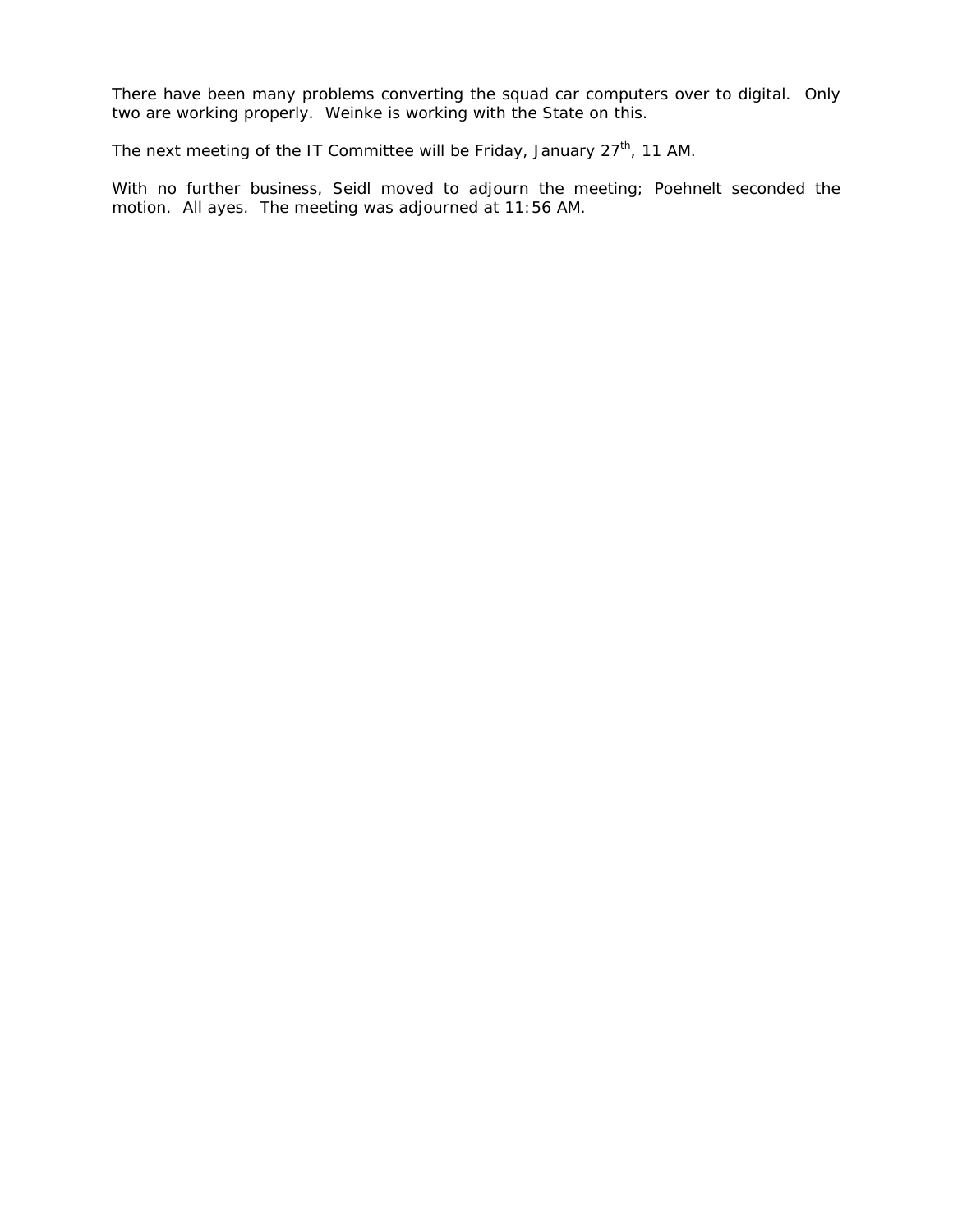There have been many problems converting the squad car computers over to digital. Only two are working properly. Weinke is working with the State on this.

The next meeting of the IT Committee will be Friday, January 27th, 11 AM.

With no further business, Seidl moved to adjourn the meeting; Poehnelt seconded the motion. All ayes. The meeting was adjourned at 11:56 AM.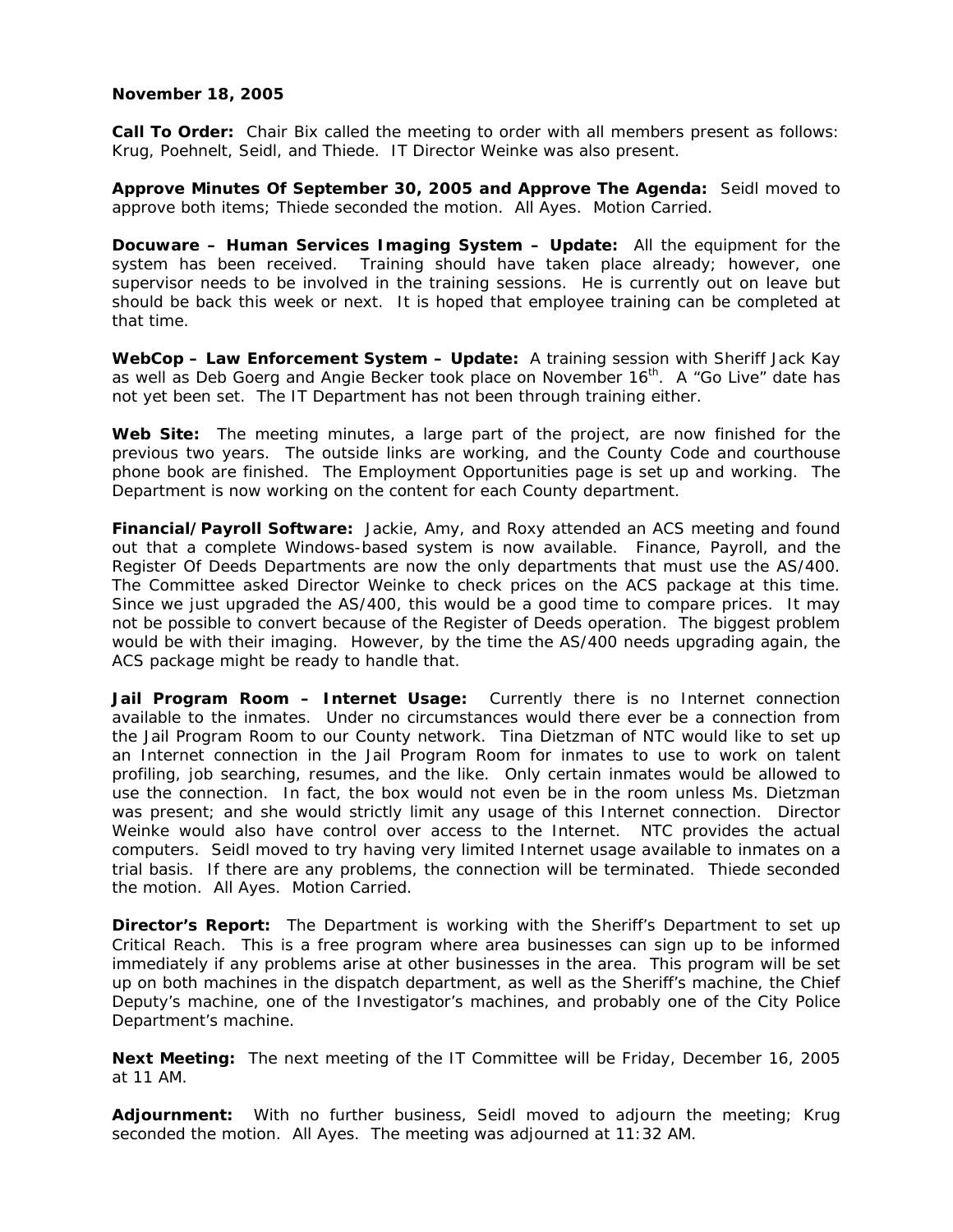**November 18, 2005**

**Call To Order:** Chair Bix called the meeting to order with all members present as follows: Krug, Poehnelt, Seidl, and Thiede. IT Director Weinke was also present.

**Approve Minutes Of September 30, 2005 and Approve The Agenda:** Seidl moved to approve both items; Thiede seconded the motion. All Ayes. Motion Carried.

**Docuware – Human Services Imaging System – Update:** All the equipment for the system has been received. Training should have taken place already; however, one supervisor needs to be involved in the training sessions. He is currently out on leave but should be back this week or next. It is hoped that employee training can be completed at that time.

**WebCop – Law Enforcement System – Update:** A training session with Sheriff Jack Kay as well as Deb Goerg and Angie Becker took place on November 16th. A "Go Live" date has not yet been set. The IT Department has not been through training either.

**Web Site:** The meeting minutes, a large part of the project, are now finished for the previous two years. The outside links are working, and the County Code and courthouse phone book are finished. The Employment Opportunities page is set up and working. The Department is now working on the content for each County department.

**Financial/Payroll Software:** Jackie, Amy, and Roxy attended an ACS meeting and found out that a complete Windows-based system is now available. Finance, Payroll, and the Register Of Deeds Departments are now the only departments that must use the AS/400. The Committee asked Director Weinke to check prices on the ACS package at this time. Since we just upgraded the AS/400, this would be a good time to compare prices. It may not be possible to convert because of the Register of Deeds operation. The biggest problem would be with their imaging. However, by the time the AS/400 needs upgrading again, the ACS package might be ready to handle that.

**Jail Program Room – Internet Usage:** Currently there is no Internet connection available to the inmates. Under no circumstances would there ever be a connection from the Jail Program Room to our County network. Tina Dietzman of NTC would like to set up an Internet connection in the Jail Program Room for inmates to use to work on talent profiling, job searching, resumes, and the like. Only certain inmates would be allowed to use the connection. In fact, the box would not even be in the room unless Ms. Dietzman was present; and she would strictly limit any usage of this Internet connection. Director Weinke would also have control over access to the Internet. NTC provides the actual computers. Seidl moved to try having very limited Internet usage available to inmates on a trial basis. If there are any problems, the connection will be terminated. Thiede seconded the motion. All Ayes. Motion Carried.

**Director's Report:** The Department is working with the Sheriff's Department to set up Critical Reach. This is a free program where area businesses can sign up to be informed immediately if any problems arise at other businesses in the area. This program will be set up on both machines in the dispatch department, as well as the Sheriff's machine, the Chief Deputy's machine, one of the Investigator's machines, and probably one of the City Police Department's machine.

**Next Meeting:** The next meeting of the IT Committee will be Friday, December 16, 2005 at 11 AM.

**Adjournment:** With no further business, Seidl moved to adjourn the meeting; Krug seconded the motion. All Ayes. The meeting was adjourned at 11:32 AM.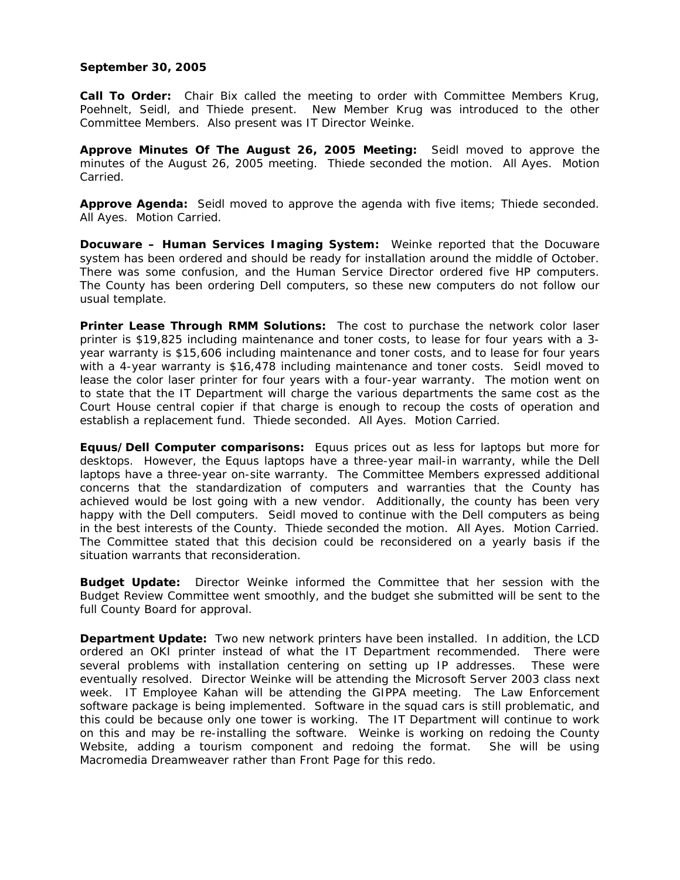**September 30, 2005**

**Call To Order:** Chair Bix called the meeting to order with Committee Members Krug, Poehnelt, Seidl, and Thiede present. New Member Krug was introduced to the other Committee Members. Also present was IT Director Weinke.

**Approve Minutes Of The August 26, 2005 Meeting:** Seidl moved to approve the minutes of the August 26, 2005 meeting. Thiede seconded the motion. All Ayes. Motion Carried.

**Approve Agenda:** Seidl moved to approve the agenda with five items; Thiede seconded. All Ayes. Motion Carried.

**Docuware – Human Services Imaging System:** Weinke reported that the Docuware system has been ordered and should be ready for installation around the middle of October. There was some confusion, and the Human Service Director ordered five HP computers. The County has been ordering Dell computers, so these new computers do not follow our usual template.

**Printer Lease Through RMM Solutions:** The cost to purchase the network color laser printer is $19,825 including maintenance and toner costs, to lease for four years with a 3-year warranty is $15,606 including maintenance and toner costs, and to lease for four years with a 4-year warranty is $16,478 including maintenance and toner costs. Seidl moved to lease the color laser printer for four years with a four-year warranty. The motion went on to state that the IT Department will charge the various departments the same cost as the Court House central copier if that charge is enough to recoup the costs of operation and establish a replacement fund. Thiede seconded. All Ayes. Motion Carried.

**Equus/Dell Computer comparisons:** Equus prices out as less for laptops but more for desktops. However, the Equus laptops have a three-year mail-in warranty, while the Dell laptops have a three-year on-site warranty. The Committee Members expressed additional concerns that the standardization of computers and warranties that the County has achieved would be lost going with a new vendor. Additionally, the county has been very happy with the Dell computers. Seidl moved to continue with the Dell computers as being in the best interests of the County. Thiede seconded the motion. All Ayes. Motion Carried. The Committee stated that this decision could be reconsidered on a yearly basis if the situation warrants that reconsideration.

**Budget Update:** Director Weinke informed the Committee that her session with the Budget Review Committee went smoothly, and the budget she submitted will be sent to the full County Board for approval.

**Department Update:** Two new network printers have been installed. In addition, the LCD ordered an OKI printer instead of what the IT Department recommended. There were several problems with installation centering on setting up IP addresses. These were eventually resolved. Director Weinke will be attending the Microsoft Server 2003 class next week. IT Employee Kahan will be attending the GIPPA meeting. The Law Enforcement software package is being implemented. Software in the squad cars is still problematic, and this could be because only one tower is working. The IT Department will continue to work on this and may be re-installing the software. Weinke is working on redoing the County Website, adding a tourism component and redoing the format. She will be using Macromedia Dreamweaver rather than Front Page for this redo.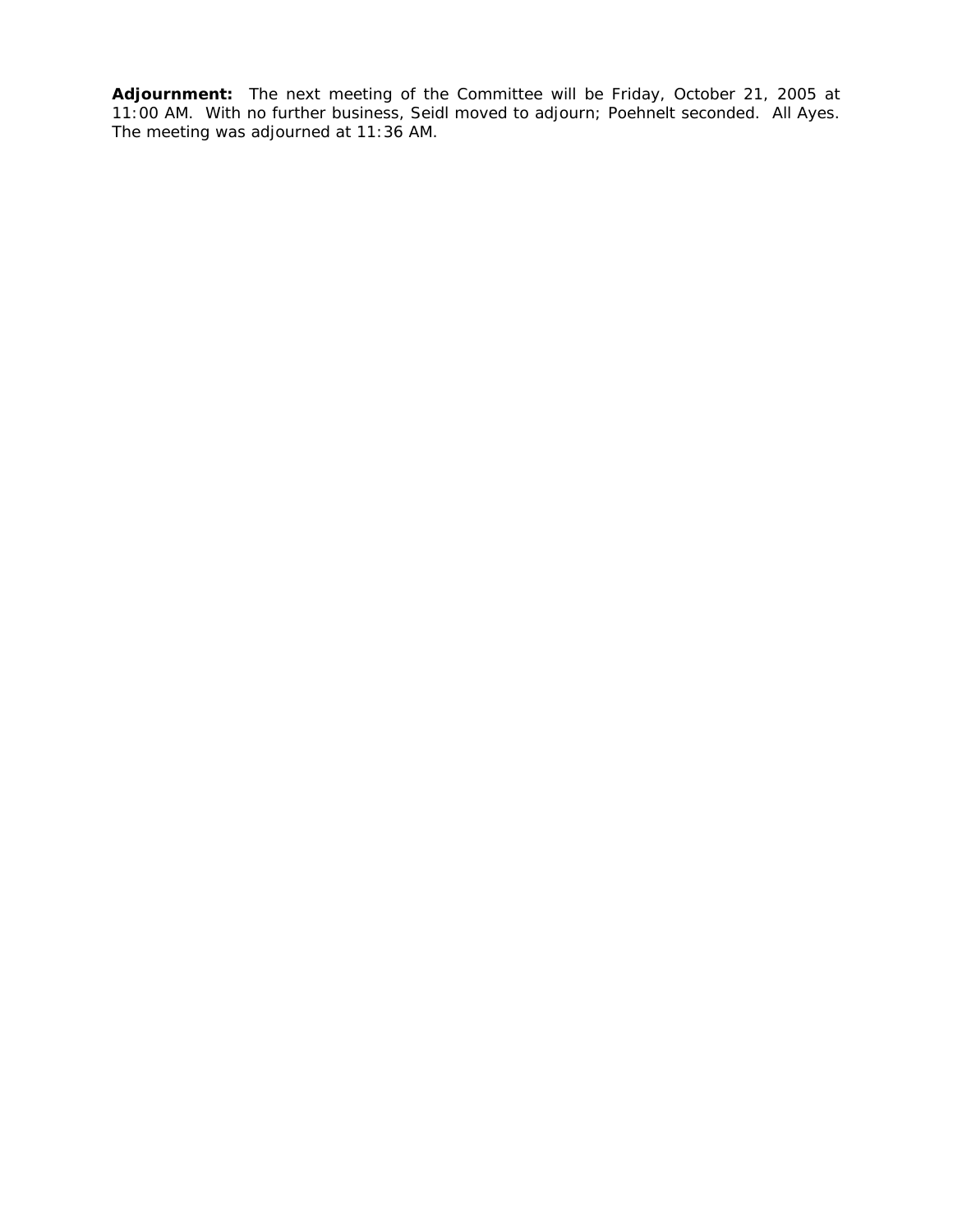**Adjournment:** The next meeting of the Committee will be Friday, October 21, 2005 at 11:00 AM. With no further business, Seidl moved to adjourn; Poehnelt seconded. All Ayes. The meeting was adjourned at 11:36 AM.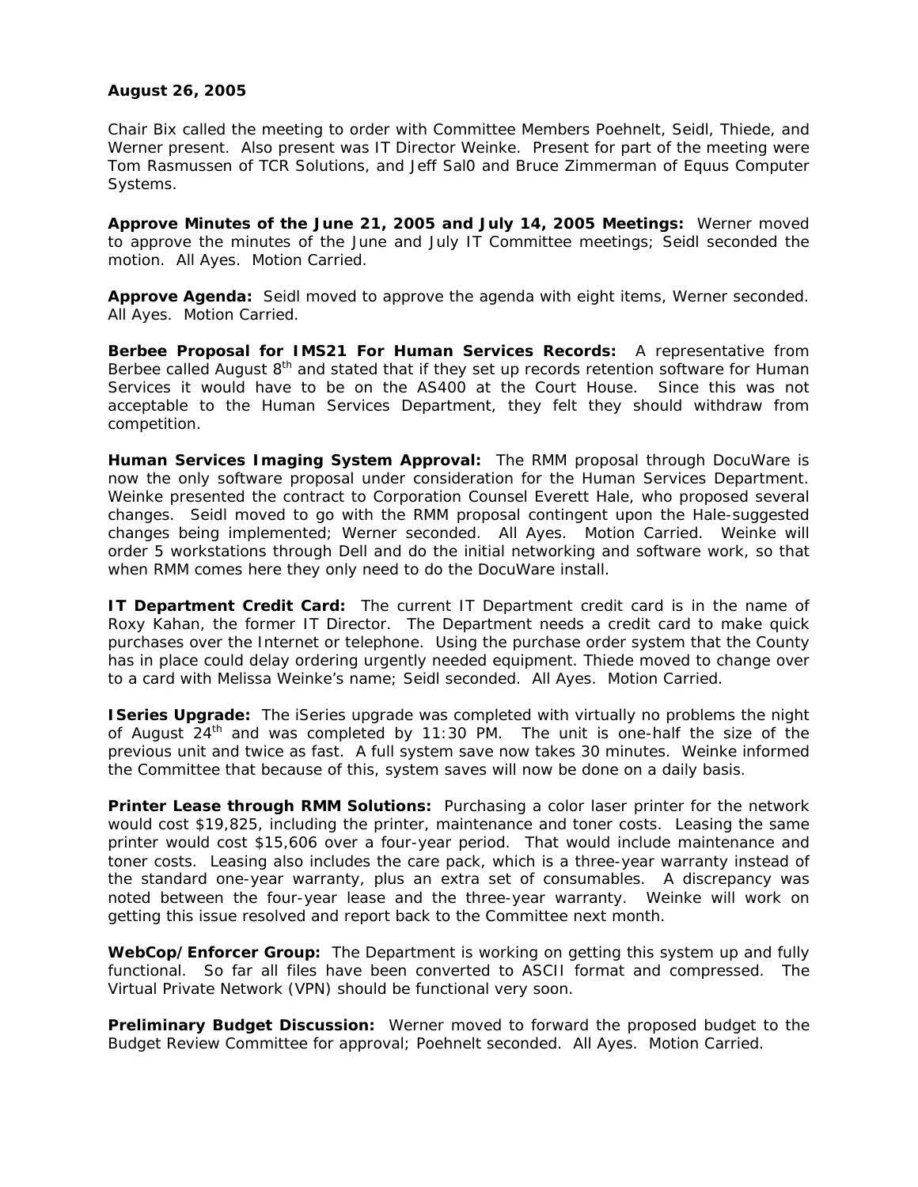**August 26, 2005**

Chair Bix called the meeting to order with Committee Members Poehnelt, Seidl, Thiede, and Werner present. Also present was IT Director Weinke. Present for part of the meeting were Tom Rasmussen of TCR Solutions, and Jeff Sal0 and Bruce Zimmerman of Equus Computer Systems.

**Approve Minutes of the June 21, 2005 and July 14, 2005 Meetings:** Werner moved to approve the minutes of the June and July IT Committee meetings; Seidl seconded the motion. All Ayes. Motion Carried.

**Approve Agenda:** Seidl moved to approve the agenda with eight items, Werner seconded. All Ayes. Motion Carried.

**Berbee Proposal for IMS21 For Human Services Records:** A representative from Berbee called August 8th and stated that if they set up records retention software for Human Services it would have to be on the AS400 at the Court House. Since this was not acceptable to the Human Services Department, they felt they should withdraw from competition.

**Human Services Imaging System Approval:** The RMM proposal through DocuWare is now the only software proposal under consideration for the Human Services Department. Weinke presented the contract to Corporation Counsel Everett Hale, who proposed several changes. Seidl moved to go with the RMM proposal contingent upon the Hale-suggested changes being implemented; Werner seconded. All Ayes. Motion Carried. Weinke will order 5 workstations through Dell and do the initial networking and software work, so that when RMM comes here they only need to do the DocuWare install.

**IT Department Credit Card:** The current IT Department credit card is in the name of Roxy Kahan, the former IT Director. The Department needs a credit card to make quick purchases over the Internet or telephone. Using the purchase order system that the County has in place could delay ordering urgently needed equipment. Thiede moved to change over to a card with Melissa Weinke's name; Seidl seconded. All Ayes. Motion Carried.

**ISeries Upgrade:** The iSeries upgrade was completed with virtually no problems the night of August 24th and was completed by 11:30 PM. The unit is one-half the size of the previous unit and twice as fast. A full system save now takes 30 minutes. Weinke informed the Committee that because of this, system saves will now be done on a daily basis.

**Printer Lease through RMM Solutions:** Purchasing a color laser printer for the network would cost $19,825, including the printer, maintenance and toner costs. Leasing the same printer would cost $15,606 over a four-year period. That would include maintenance and toner costs. Leasing also includes the care pack, which is a three-year warranty instead of the standard one-year warranty, plus an extra set of consumables. A discrepancy was noted between the four-year lease and the three-year warranty. Weinke will work on getting this issue resolved and report back to the Committee next month.

**WebCop/Enforcer Group:** The Department is working on getting this system up and fully functional. So far all files have been converted to ASCII format and compressed. The Virtual Private Network (VPN) should be functional very soon.

**Preliminary Budget Discussion:** Werner moved to forward the proposed budget to the Budget Review Committee for approval; Poehnelt seconded. All Ayes. Motion Carried.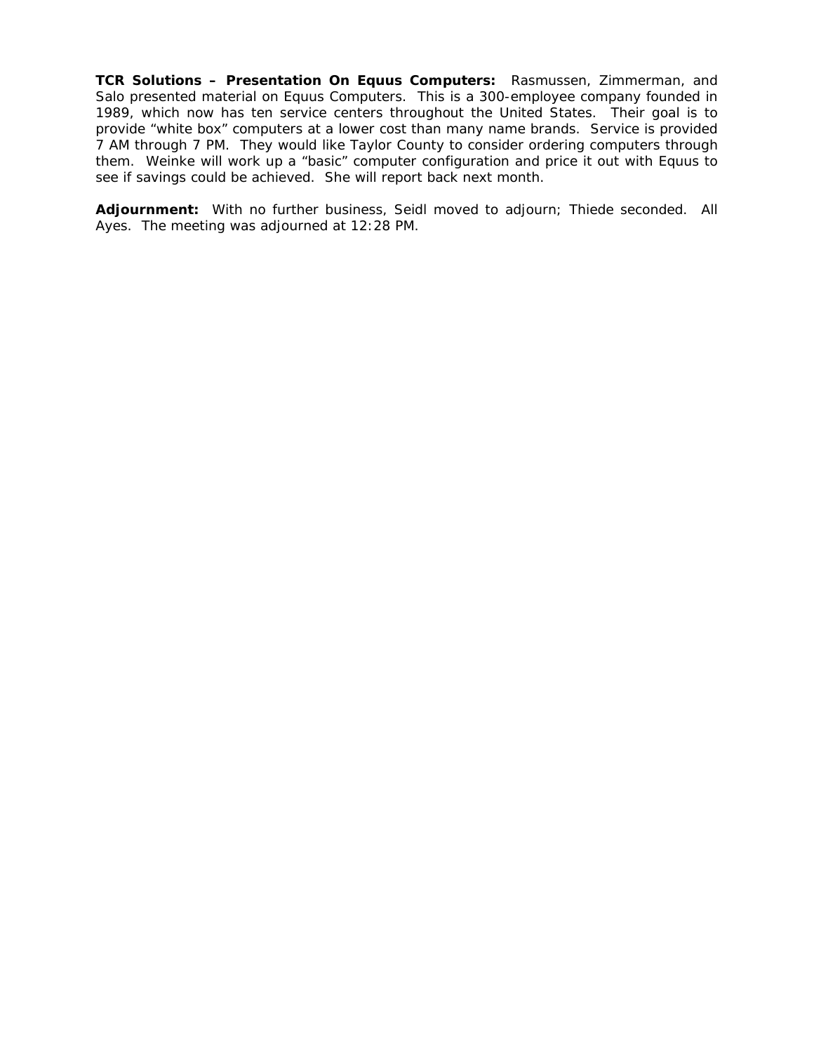**TCR Solutions – Presentation On Equus Computers:** Rasmussen, Zimmerman, and Salo presented material on Equus Computers. This is a 300-employee company founded in 1989, which now has ten service centers throughout the United States. Their goal is to provide "white box" computers at a lower cost than many name brands. Service is provided 7 AM through 7 PM. They would like Taylor County to consider ordering computers through them. Weinke will work up a "basic" computer configuration and price it out with Equus to see if savings could be achieved. She will report back next month.

**Adjournment:** With no further business, Seidl moved to adjourn; Thiede seconded. All Ayes. The meeting was adjourned at 12:28 PM.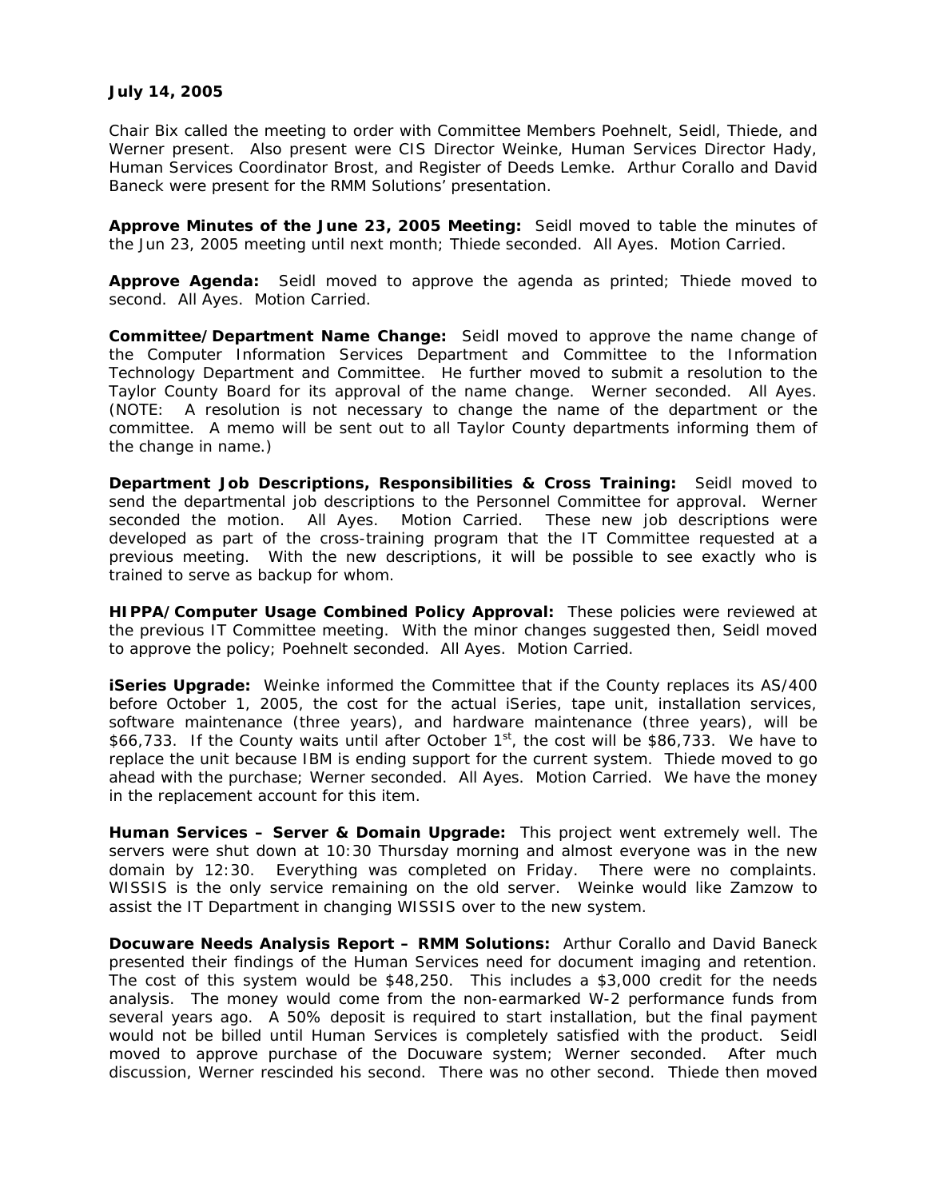**July 14, 2005**

Chair Bix called the meeting to order with Committee Members Poehnelt, Seidl, Thiede, and Werner present. Also present were CIS Director Weinke, Human Services Director Hady, Human Services Coordinator Brost, and Register of Deeds Lemke. Arthur Corallo and David Baneck were present for the RMM Solutions' presentation.

**Approve Minutes of the June 23, 2005 Meeting:** Seidl moved to table the minutes of the Jun 23, 2005 meeting until next month; Thiede seconded. All Ayes. Motion Carried.

**Approve Agenda:** Seidl moved to approve the agenda as printed; Thiede moved to second. All Ayes. Motion Carried.

**Committee/Department Name Change:** Seidl moved to approve the name change of the Computer Information Services Department and Committee to the Information Technology Department and Committee. He further moved to submit a resolution to the Taylor County Board for its approval of the name change. Werner seconded. All Ayes. (NOTE: A resolution is not necessary to change the name of the department or the committee. A memo will be sent out to all Taylor County departments informing them of the change in name.)

**Department Job Descriptions, Responsibilities & Cross Training:** Seidl moved to send the departmental job descriptions to the Personnel Committee for approval. Werner seconded the motion. All Ayes. Motion Carried. These new job descriptions were developed as part of the cross-training program that the IT Committee requested at a previous meeting. With the new descriptions, it will be possible to see exactly who is trained to serve as backup for whom.

**HIPPA/Computer Usage Combined Policy Approval:** These policies were reviewed at the previous IT Committee meeting. With the minor changes suggested then, Seidl moved to approve the policy; Poehnelt seconded. All Ayes. Motion Carried.

**iSeries Upgrade:** Weinke informed the Committee that if the County replaces its AS/400 before October 1, 2005, the cost for the actual iSeries, tape unit, installation services, software maintenance (three years), and hardware maintenance (three years), will be $66,733. If the County waits until after October 1st, the cost will be $86,733. We have to replace the unit because IBM is ending support for the current system. Thiede moved to go ahead with the purchase; Werner seconded. All Ayes. Motion Carried. We have the money in the replacement account for this item.

**Human Services – Server & Domain Upgrade:** This project went extremely well. The servers were shut down at 10:30 Thursday morning and almost everyone was in the new domain by 12:30. Everything was completed on Friday. There were no complaints. WISSIS is the only service remaining on the old server. Weinke would like Zamzow to assist the IT Department in changing WISSIS over to the new system.

**Docuware Needs Analysis Report – RMM Solutions:** Arthur Corallo and David Baneck presented their findings of the Human Services need for document imaging and retention. The cost of this system would be $48,250. This includes a $3,000 credit for the needs analysis. The money would come from the non-earmarked W-2 performance funds from several years ago. A 50% deposit is required to start installation, but the final payment would not be billed until Human Services is completely satisfied with the product. Seidl moved to approve purchase of the Docuware system; Werner seconded. After much discussion, Werner rescinded his second. There was no other second. Thiede then moved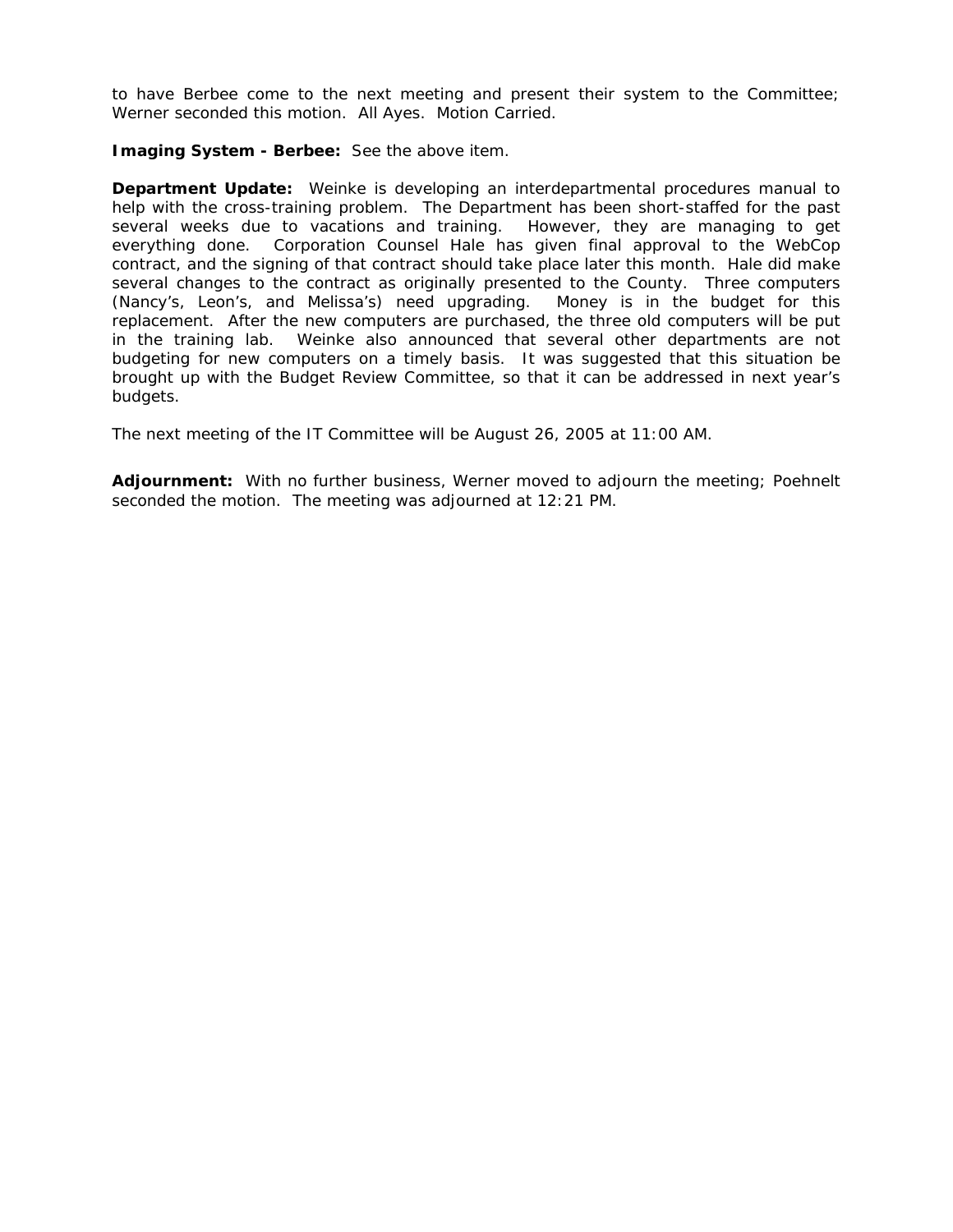to have Berbee come to the next meeting and present their system to the Committee; Werner seconded this motion. All Ayes. Motion Carried.

**Imaging System - Berbee:** See the above item.

**Department Update:** Weinke is developing an interdepartmental procedures manual to help with the cross-training problem. The Department has been short-staffed for the past several weeks due to vacations and training. However, they are managing to get everything done. Corporation Counsel Hale has given final approval to the WebCop contract, and the signing of that contract should take place later this month. Hale did make several changes to the contract as originally presented to the County. Three computers (Nancy's, Leon's, and Melissa's) need upgrading. Money is in the budget for this replacement. After the new computers are purchased, the three old computers will be put in the training lab. Weinke also announced that several other departments are not budgeting for new computers on a timely basis. It was suggested that this situation be brought up with the Budget Review Committee, so that it can be addressed in next year's budgets.

The next meeting of the IT Committee will be August 26, 2005 at 11:00 AM.

**Adjournment:** With no further business, Werner moved to adjourn the meeting; Poehnelt seconded the motion. The meeting was adjourned at 12:21 PM.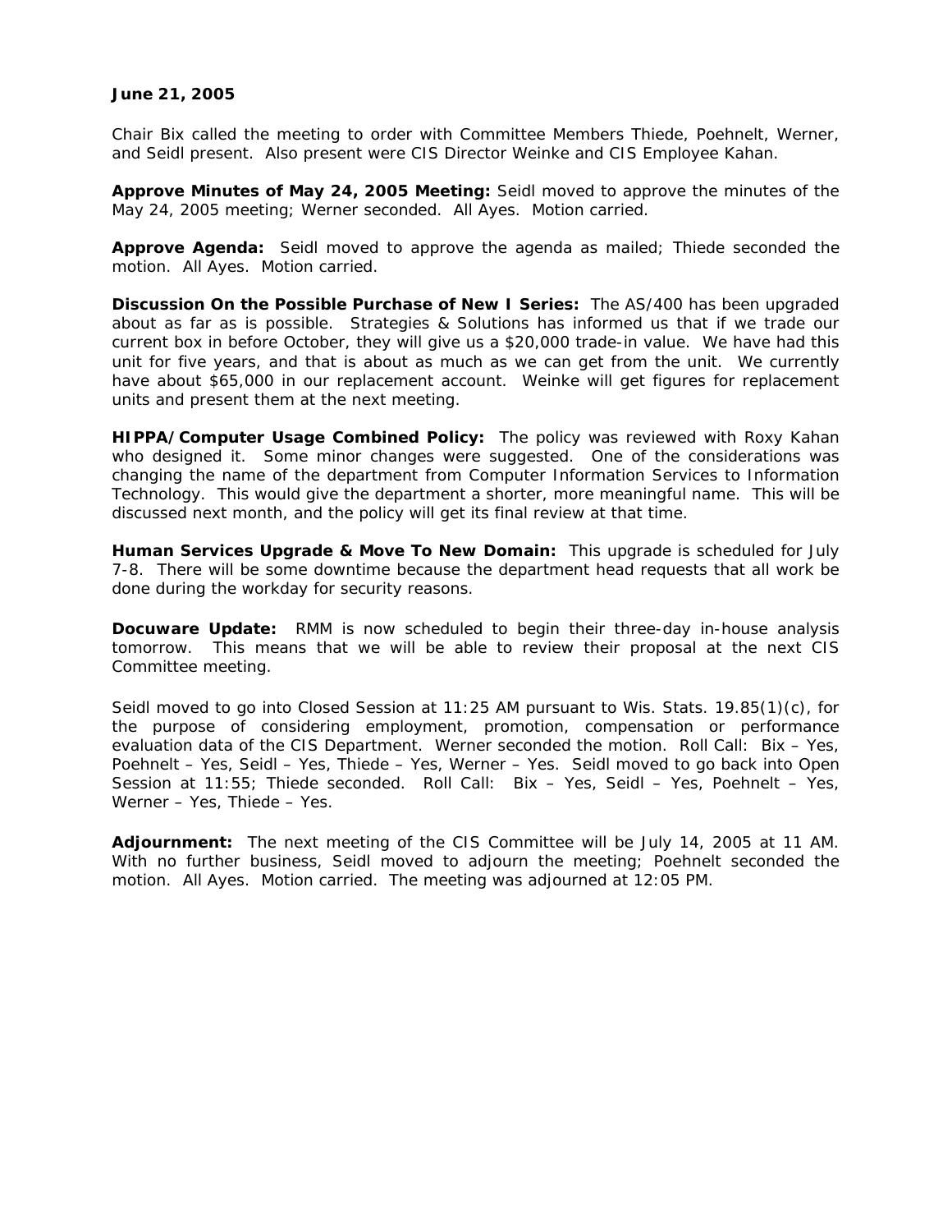**June 21, 2005**

Chair Bix called the meeting to order with Committee Members Thiede, Poehnelt, Werner, and Seidl present. Also present were CIS Director Weinke and CIS Employee Kahan.

**Approve Minutes of May 24, 2005 Meeting:** Seidl moved to approve the minutes of the May 24, 2005 meeting; Werner seconded. All Ayes. Motion carried.

**Approve Agenda:** Seidl moved to approve the agenda as mailed; Thiede seconded the motion. All Ayes. Motion carried.

**Discussion On the Possible Purchase of New I Series:** The AS/400 has been upgraded about as far as is possible. Strategies & Solutions has informed us that if we trade our current box in before October, they will give us a $20,000 trade-in value. We have had this unit for five years, and that is about as much as we can get from the unit. We currently have about $65,000 in our replacement account. Weinke will get figures for replacement units and present them at the next meeting.

**HIPPA/Computer Usage Combined Policy:** The policy was reviewed with Roxy Kahan who designed it. Some minor changes were suggested. One of the considerations was changing the name of the department from Computer Information Services to Information Technology. This would give the department a shorter, more meaningful name. This will be discussed next month, and the policy will get its final review at that time.

**Human Services Upgrade & Move To New Domain:** This upgrade is scheduled for July 7-8. There will be some downtime because the department head requests that all work be done during the workday for security reasons.

**Docuware Update:** RMM is now scheduled to begin their three-day in-house analysis tomorrow. This means that we will be able to review their proposal at the next CIS Committee meeting.

Seidl moved to go into Closed Session at 11:25 AM pursuant to Wis. Stats. 19.85(1)(c), for the purpose of considering employment, promotion, compensation or performance evaluation data of the CIS Department. Werner seconded the motion. Roll Call: Bix – Yes, Poehnelt – Yes, Seidl – Yes, Thiede – Yes, Werner – Yes. Seidl moved to go back into Open Session at 11:55; Thiede seconded. Roll Call: Bix – Yes, Seidl – Yes, Poehnelt – Yes, Werner – Yes, Thiede – Yes.

**Adjournment:** The next meeting of the CIS Committee will be July 14, 2005 at 11 AM. With no further business, Seidl moved to adjourn the meeting; Poehnelt seconded the motion. All Ayes. Motion carried. The meeting was adjourned at 12:05 PM.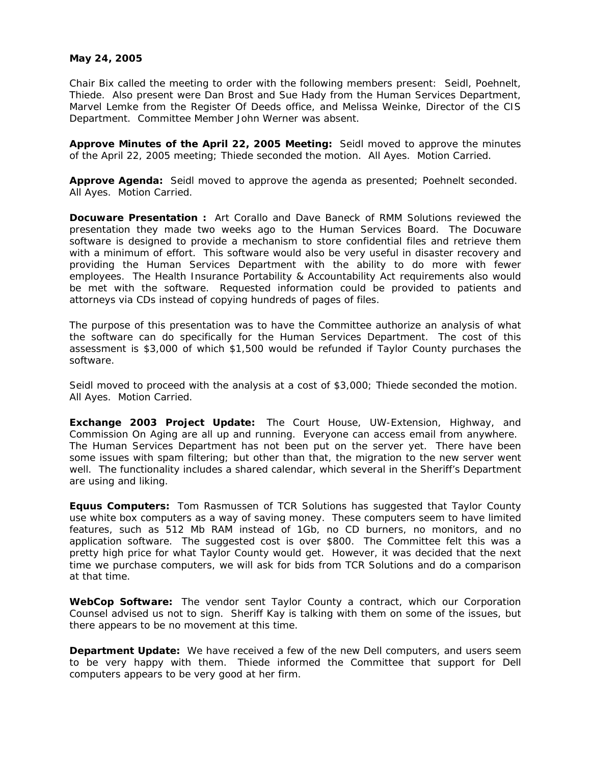**May 24, 2005**

Chair Bix called the meeting to order with the following members present: Seidl, Poehnelt, Thiede. Also present were Dan Brost and Sue Hady from the Human Services Department, Marvel Lemke from the Register Of Deeds office, and Melissa Weinke, Director of the CIS Department. Committee Member John Werner was absent.

**Approve Minutes of the April 22, 2005 Meeting:** Seidl moved to approve the minutes of the April 22, 2005 meeting; Thiede seconded the motion. All Ayes. Motion Carried.

**Approve Agenda:** Seidl moved to approve the agenda as presented; Poehnelt seconded. All Ayes. Motion Carried.

**Docuware Presentation :** Art Corallo and Dave Baneck of RMM Solutions reviewed the presentation they made two weeks ago to the Human Services Board. The Docuware software is designed to provide a mechanism to store confidential files and retrieve them with a minimum of effort. This software would also be very useful in disaster recovery and providing the Human Services Department with the ability to do more with fewer employees. The Health Insurance Portability & Accountability Act requirements also would be met with the software. Requested information could be provided to patients and attorneys via CDs instead of copying hundreds of pages of files.

The purpose of this presentation was to have the Committee authorize an analysis of what the software can do specifically for the Human Services Department. The cost of this assessment is $3,000 of which $1,500 would be refunded if Taylor County purchases the software.

Seidl moved to proceed with the analysis at a cost of $3,000; Thiede seconded the motion. All Ayes. Motion Carried.

**Exchange 2003 Project Update:** The Court House, UW-Extension, Highway, and Commission On Aging are all up and running. Everyone can access email from anywhere. The Human Services Department has not been put on the server yet. There have been some issues with spam filtering; but other than that, the migration to the new server went well. The functionality includes a shared calendar, which several in the Sheriff's Department are using and liking.

**Equus Computers:** Tom Rasmussen of TCR Solutions has suggested that Taylor County use white box computers as a way of saving money. These computers seem to have limited features, such as 512 Mb RAM instead of 1Gb, no CD burners, no monitors, and no application software. The suggested cost is over $800. The Committee felt this was a pretty high price for what Taylor County would get. However, it was decided that the next time we purchase computers, we will ask for bids from TCR Solutions and do a comparison at that time.

**WebCop Software:** The vendor sent Taylor County a contract, which our Corporation Counsel advised us not to sign. Sheriff Kay is talking with them on some of the issues, but there appears to be no movement at this time.

**Department Update:** We have received a few of the new Dell computers, and users seem to be very happy with them. Thiede informed the Committee that support for Dell computers appears to be very good at her firm.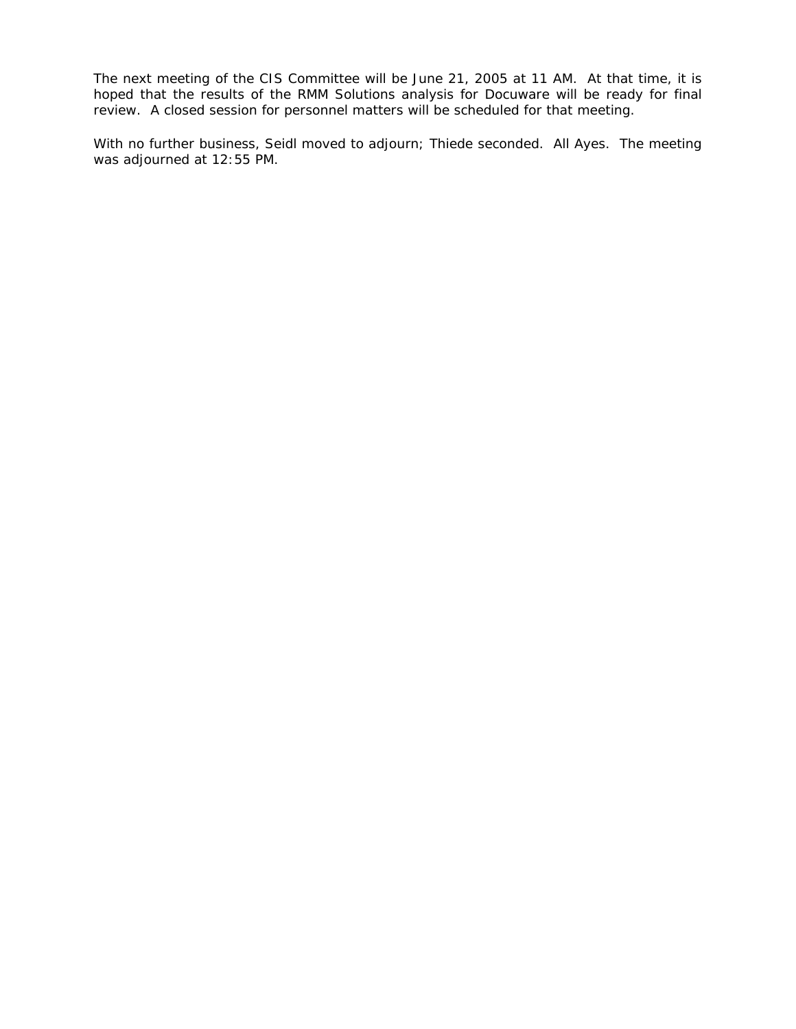The next meeting of the CIS Committee will be June 21, 2005 at 11 AM. At that time, it is hoped that the results of the RMM Solutions analysis for Docuware will be ready for final review. A closed session for personnel matters will be scheduled for that meeting.

With no further business, Seidl moved to adjourn; Thiede seconded. All Ayes. The meeting was adjourned at 12:55 PM.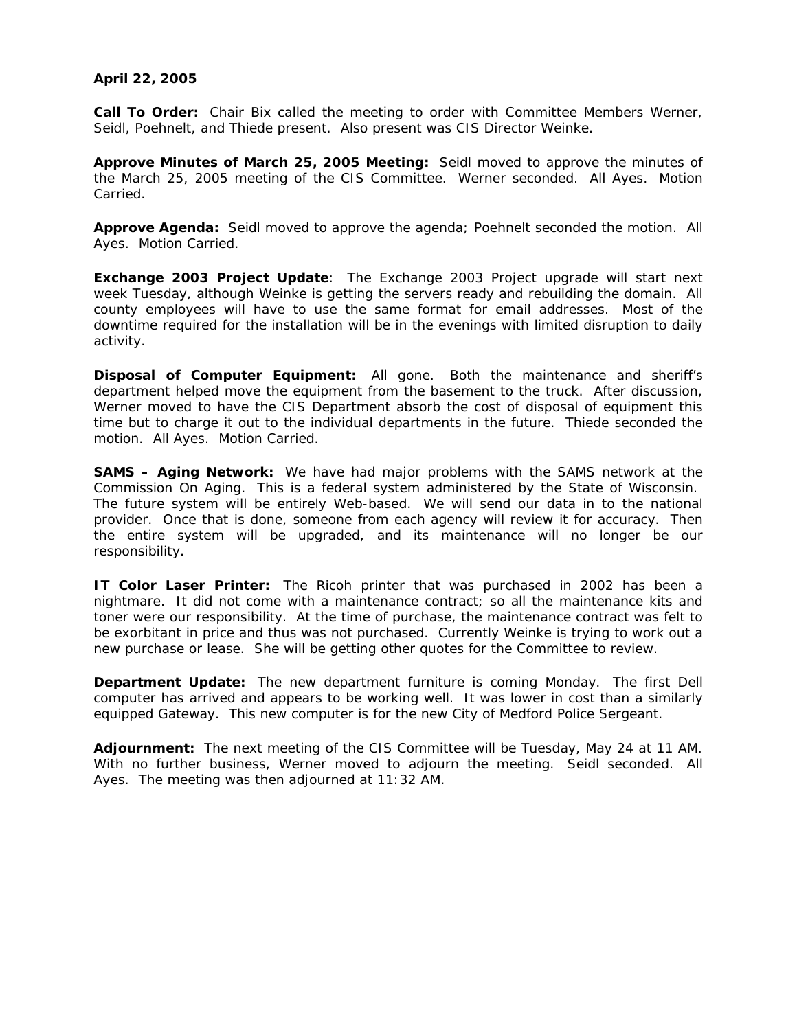**April 22, 2005**

**Call To Order:** Chair Bix called the meeting to order with Committee Members Werner, Seidl, Poehnelt, and Thiede present. Also present was CIS Director Weinke.

**Approve Minutes of March 25, 2005 Meeting:** Seidl moved to approve the minutes of the March 25, 2005 meeting of the CIS Committee. Werner seconded. All Ayes. Motion Carried.

**Approve Agenda:** Seidl moved to approve the agenda; Poehnelt seconded the motion. All Ayes. Motion Carried.

**Exchange 2003 Project Update**: The Exchange 2003 Project upgrade will start next week Tuesday, although Weinke is getting the servers ready and rebuilding the domain. All county employees will have to use the same format for email addresses. Most of the downtime required for the installation will be in the evenings with limited disruption to daily activity.

**Disposal of Computer Equipment:** All gone. Both the maintenance and sheriff's department helped move the equipment from the basement to the truck. After discussion, Werner moved to have the CIS Department absorb the cost of disposal of equipment this time but to charge it out to the individual departments in the future. Thiede seconded the motion. All Ayes. Motion Carried.

**SAMS – Aging Network:** We have had major problems with the SAMS network at the Commission On Aging. This is a federal system administered by the State of Wisconsin. The future system will be entirely Web-based. We will send our data in to the national provider. Once that is done, someone from each agency will review it for accuracy. Then the entire system will be upgraded, and its maintenance will no longer be our responsibility.

**IT Color Laser Printer:** The Ricoh printer that was purchased in 2002 has been a nightmare. It did not come with a maintenance contract; so all the maintenance kits and toner were our responsibility. At the time of purchase, the maintenance contract was felt to be exorbitant in price and thus was not purchased. Currently Weinke is trying to work out a new purchase or lease. She will be getting other quotes for the Committee to review.

**Department Update:** The new department furniture is coming Monday. The first Dell computer has arrived and appears to be working well. It was lower in cost than a similarly equipped Gateway. This new computer is for the new City of Medford Police Sergeant.

**Adjournment:** The next meeting of the CIS Committee will be Tuesday, May 24 at 11 AM. With no further business, Werner moved to adjourn the meeting. Seidl seconded. All Ayes. The meeting was then adjourned at 11:32 AM.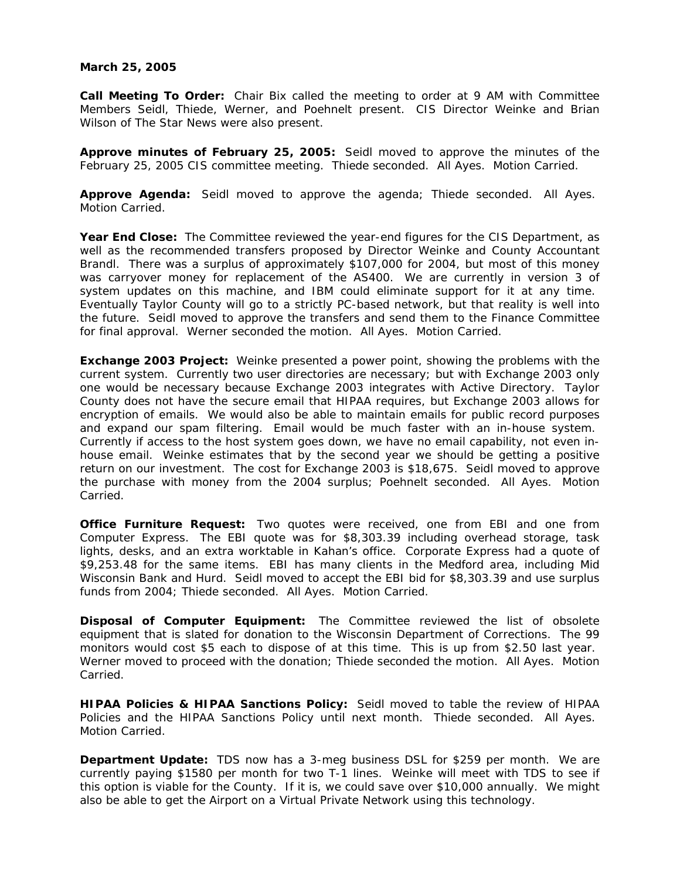**March 25, 2005**

**Call Meeting To Order:** Chair Bix called the meeting to order at 9 AM with Committee Members Seidl, Thiede, Werner, and Poehnelt present. CIS Director Weinke and Brian Wilson of The Star News were also present.

**Approve minutes of February 25, 2005:** Seidl moved to approve the minutes of the February 25, 2005 CIS committee meeting. Thiede seconded. All Ayes. Motion Carried.

**Approve Agenda:** Seidl moved to approve the agenda; Thiede seconded. All Ayes. Motion Carried.

**Year End Close:** The Committee reviewed the year-end figures for the CIS Department, as well as the recommended transfers proposed by Director Weinke and County Accountant Brandl. There was a surplus of approximately $107,000 for 2004, but most of this money was carryover money for replacement of the AS400. We are currently in version 3 of system updates on this machine, and IBM could eliminate support for it at any time. Eventually Taylor County will go to a strictly PC-based network, but that reality is well into the future. Seidl moved to approve the transfers and send them to the Finance Committee for final approval. Werner seconded the motion. All Ayes. Motion Carried.

**Exchange 2003 Project:** Weinke presented a power point, showing the problems with the current system. Currently two user directories are necessary; but with Exchange 2003 only one would be necessary because Exchange 2003 integrates with Active Directory. Taylor County does not have the secure email that HIPAA requires, but Exchange 2003 allows for encryption of emails. We would also be able to maintain emails for public record purposes and expand our spam filtering. Email would be much faster with an in-house system. Currently if access to the host system goes down, we have no email capability, not even in-house email. Weinke estimates that by the second year we should be getting a positive return on our investment. The cost for Exchange 2003 is $18,675. Seidl moved to approve the purchase with money from the 2004 surplus; Poehnelt seconded. All Ayes. Motion Carried.

**Office Furniture Request:** Two quotes were received, one from EBI and one from Computer Express. The EBI quote was for $8,303.39 including overhead storage, task lights, desks, and an extra worktable in Kahan's office. Corporate Express had a quote of $9,253.48 for the same items. EBI has many clients in the Medford area, including Mid Wisconsin Bank and Hurd. Seidl moved to accept the EBI bid for $8,303.39 and use surplus funds from 2004; Thiede seconded. All Ayes. Motion Carried.

**Disposal of Computer Equipment:** The Committee reviewed the list of obsolete equipment that is slated for donation to the Wisconsin Department of Corrections. The 99 monitors would cost $5 each to dispose of at this time. This is up from $2.50 last year. Werner moved to proceed with the donation; Thiede seconded the motion. All Ayes. Motion Carried.

**HIPAA Policies & HIPAA Sanctions Policy:** Seidl moved to table the review of HIPAA Policies and the HIPAA Sanctions Policy until next month. Thiede seconded. All Ayes. Motion Carried.

**Department Update:** TDS now has a 3-meg business DSL for $259 per month. We are currently paying $1580 per month for two T-1 lines. Weinke will meet with TDS to see if this option is viable for the County. If it is, we could save over $10,000 annually. We might also be able to get the Airport on a Virtual Private Network using this technology.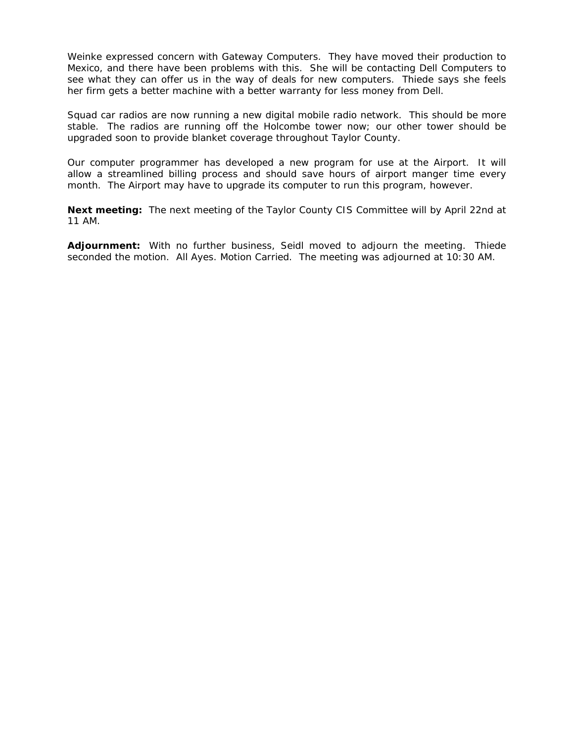Weinke expressed concern with Gateway Computers. They have moved their production to Mexico, and there have been problems with this. She will be contacting Dell Computers to see what they can offer us in the way of deals for new computers. Thiede says she feels her firm gets a better machine with a better warranty for less money from Dell.

Squad car radios are now running a new digital mobile radio network. This should be more stable. The radios are running off the Holcombe tower now; our other tower should be upgraded soon to provide blanket coverage throughout Taylor County.

Our computer programmer has developed a new program for use at the Airport. It will allow a streamlined billing process and should save hours of airport manger time every month. The Airport may have to upgrade its computer to run this program, however.

**Next meeting:** The next meeting of the Taylor County CIS Committee will by April 22nd at 11 AM.

**Adjournment:** With no further business, Seidl moved to adjourn the meeting. Thiede seconded the motion. All Ayes. Motion Carried. The meeting was adjourned at 10:30 AM.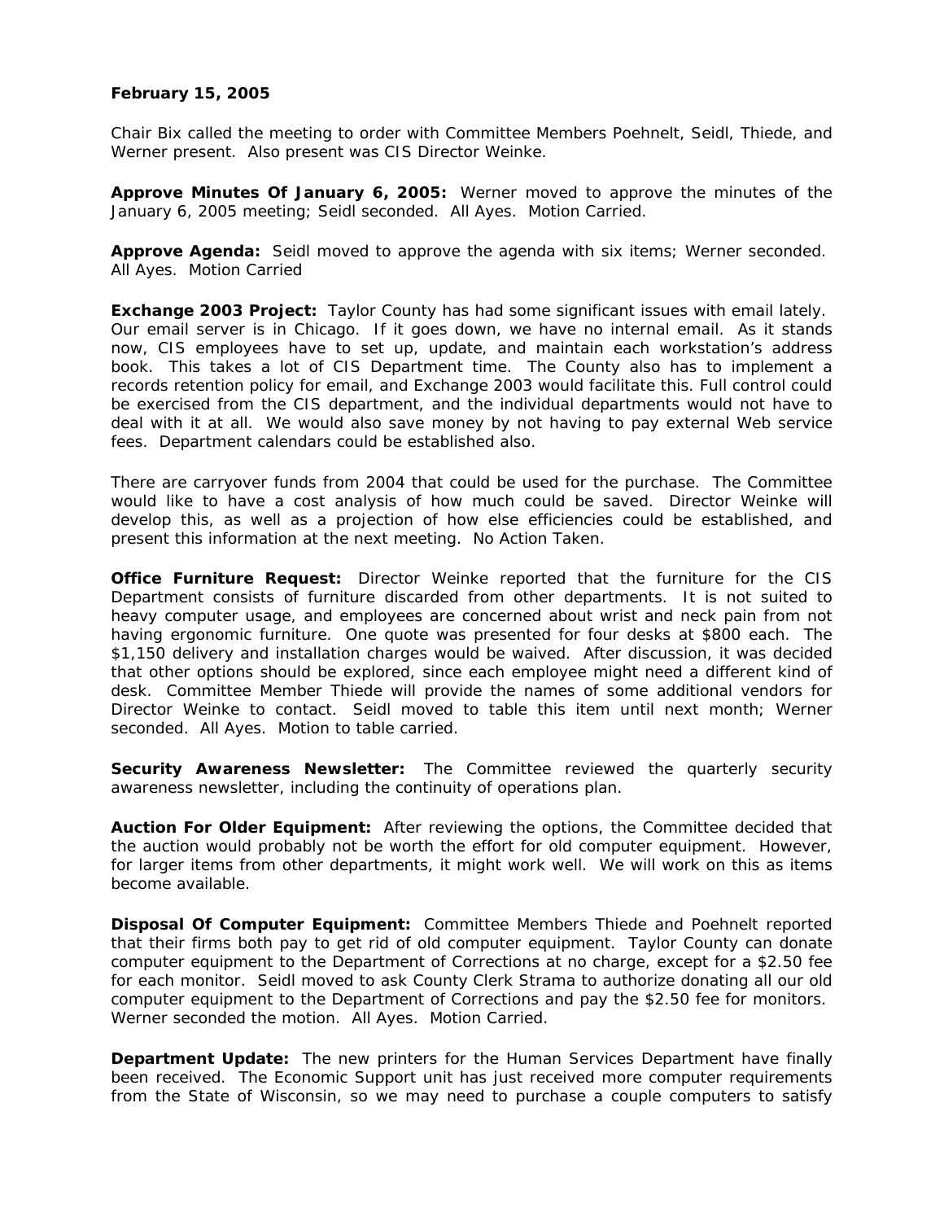**February 15, 2005**

Chair Bix called the meeting to order with Committee Members Poehnelt, Seidl, Thiede, and Werner present. Also present was CIS Director Weinke.

**Approve Minutes Of January 6, 2005:** Werner moved to approve the minutes of the January 6, 2005 meeting; Seidl seconded. All Ayes. Motion Carried.

**Approve Agenda:** Seidl moved to approve the agenda with six items; Werner seconded. All Ayes. Motion Carried

**Exchange 2003 Project:** Taylor County has had some significant issues with email lately. Our email server is in Chicago. If it goes down, we have no internal email. As it stands now, CIS employees have to set up, update, and maintain each workstation's address book. This takes a lot of CIS Department time. The County also has to implement a records retention policy for email, and Exchange 2003 would facilitate this. Full control could be exercised from the CIS department, and the individual departments would not have to deal with it at all. We would also save money by not having to pay external Web service fees. Department calendars could be established also.

There are carryover funds from 2004 that could be used for the purchase. The Committee would like to have a cost analysis of how much could be saved. Director Weinke will develop this, as well as a projection of how else efficiencies could be established, and present this information at the next meeting. No Action Taken.

**Office Furniture Request:** Director Weinke reported that the furniture for the CIS Department consists of furniture discarded from other departments. It is not suited to heavy computer usage, and employees are concerned about wrist and neck pain from not having ergonomic furniture. One quote was presented for four desks at $800 each. The $1,150 delivery and installation charges would be waived. After discussion, it was decided that other options should be explored, since each employee might need a different kind of desk. Committee Member Thiede will provide the names of some additional vendors for Director Weinke to contact. Seidl moved to table this item until next month; Werner seconded. All Ayes. Motion to table carried.

**Security Awareness Newsletter:** The Committee reviewed the quarterly security awareness newsletter, including the continuity of operations plan.

**Auction For Older Equipment:** After reviewing the options, the Committee decided that the auction would probably not be worth the effort for old computer equipment. However, for larger items from other departments, it might work well. We will work on this as items become available.

**Disposal Of Computer Equipment:** Committee Members Thiede and Poehnelt reported that their firms both pay to get rid of old computer equipment. Taylor County can donate computer equipment to the Department of Corrections at no charge, except for a $2.50 fee for each monitor. Seidl moved to ask County Clerk Strama to authorize donating all our old computer equipment to the Department of Corrections and pay the $2.50 fee for monitors. Werner seconded the motion. All Ayes. Motion Carried.

**Department Update:** The new printers for the Human Services Department have finally been received. The Economic Support unit has just received more computer requirements from the State of Wisconsin, so we may need to purchase a couple computers to satisfy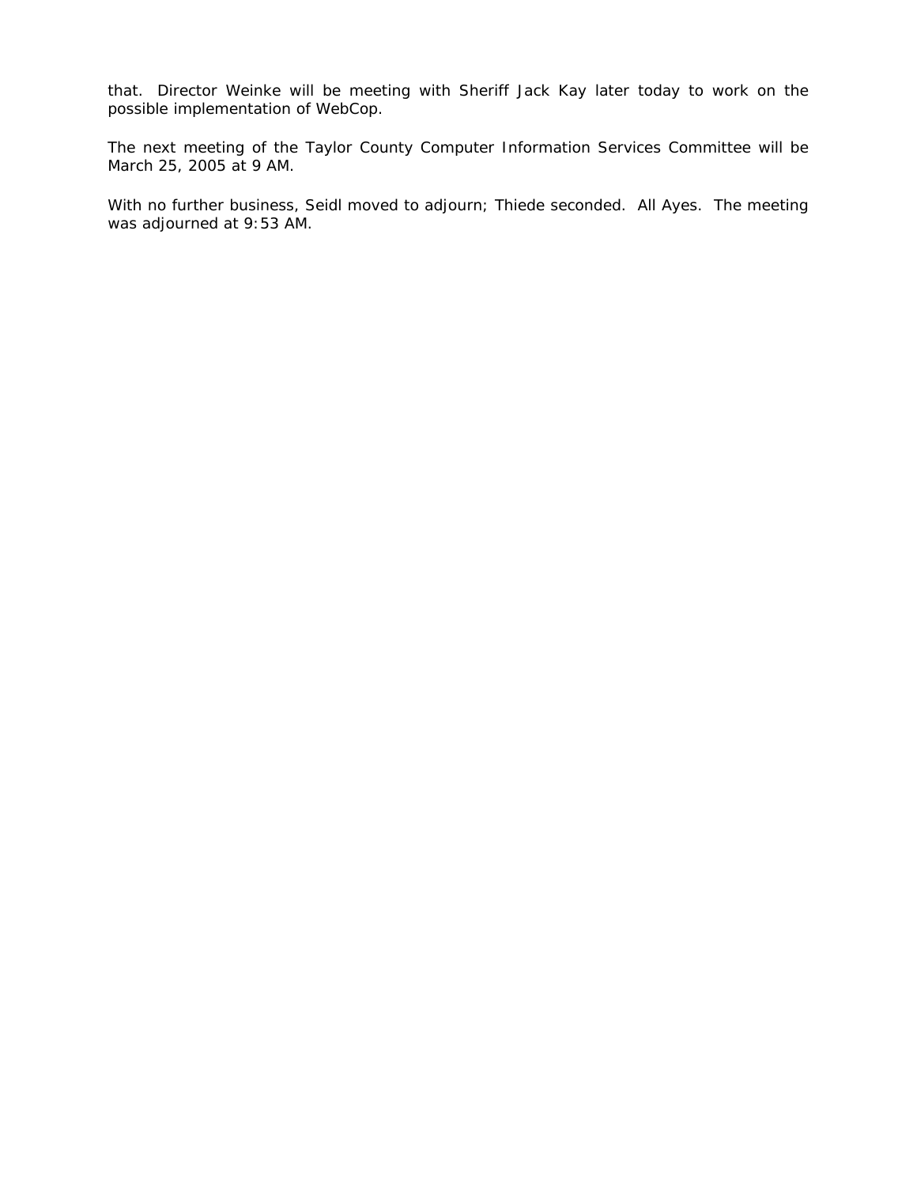that. Director Weinke will be meeting with Sheriff Jack Kay later today to work on the possible implementation of WebCop.

The next meeting of the Taylor County Computer Information Services Committee will be March 25, 2005 at 9 AM.

With no further business, Seidl moved to adjourn; Thiede seconded. All Ayes. The meeting was adjourned at 9:53 AM.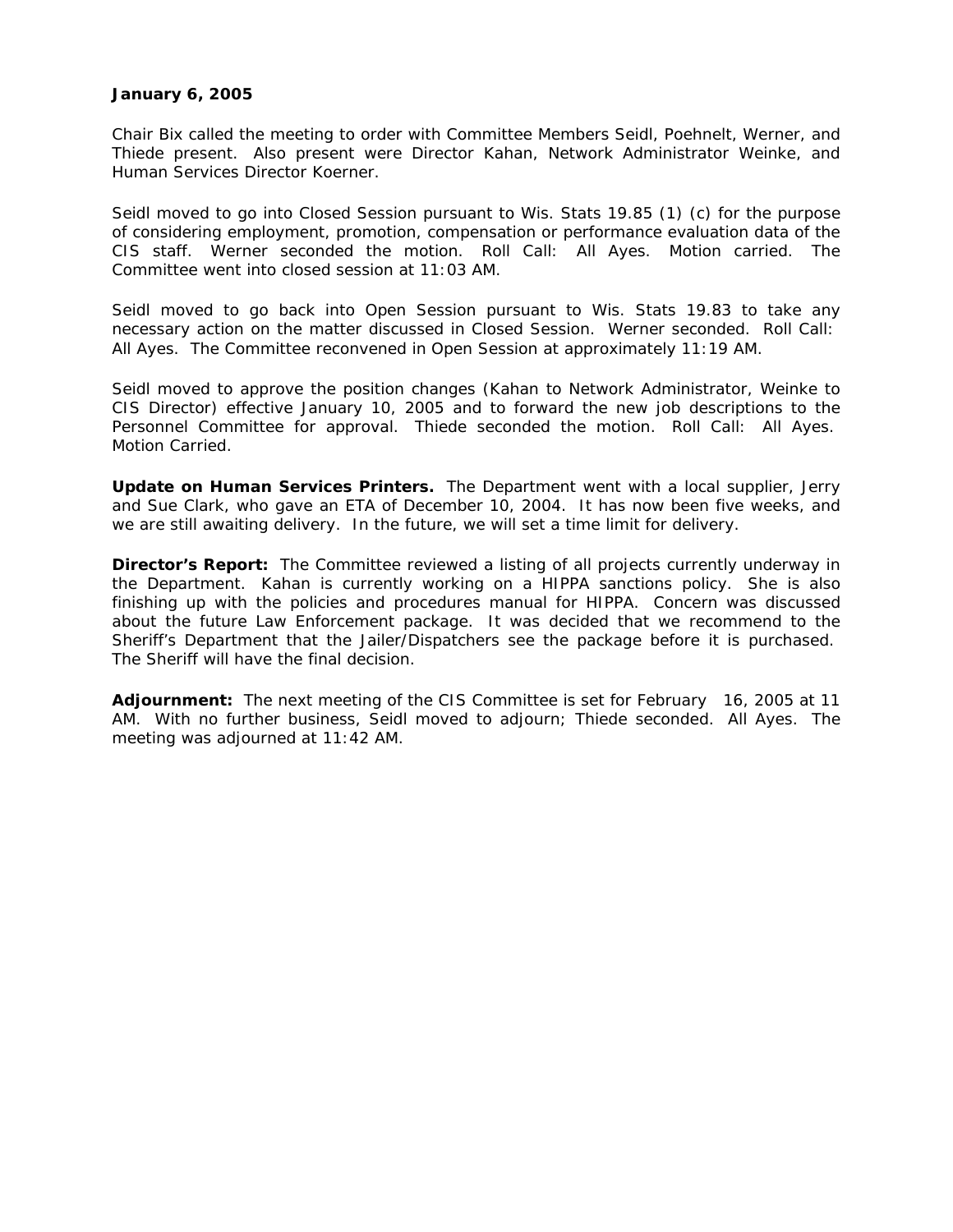**January 6, 2005**

Chair Bix called the meeting to order with Committee Members Seidl, Poehnelt, Werner, and Thiede present. Also present were Director Kahan, Network Administrator Weinke, and Human Services Director Koerner.

Seidl moved to go into Closed Session pursuant to Wis. Stats 19.85 (1) (c) for the purpose of considering employment, promotion, compensation or performance evaluation data of the CIS staff. Werner seconded the motion. Roll Call: All Ayes. Motion carried. The Committee went into closed session at 11:03 AM.

Seidl moved to go back into Open Session pursuant to Wis. Stats 19.83 to take any necessary action on the matter discussed in Closed Session. Werner seconded. Roll Call: All Ayes. The Committee reconvened in Open Session at approximately 11:19 AM.

Seidl moved to approve the position changes (Kahan to Network Administrator, Weinke to CIS Director) effective January 10, 2005 and to forward the new job descriptions to the Personnel Committee for approval. Thiede seconded the motion. Roll Call: All Ayes. Motion Carried.

**Update on Human Services Printers.** The Department went with a local supplier, Jerry and Sue Clark, who gave an ETA of December 10, 2004. It has now been five weeks, and we are still awaiting delivery. In the future, we will set a time limit for delivery.

**Director's Report:** The Committee reviewed a listing of all projects currently underway in the Department. Kahan is currently working on a HIPPA sanctions policy. She is also finishing up with the policies and procedures manual for HIPPA. Concern was discussed about the future Law Enforcement package. It was decided that we recommend to the Sheriff's Department that the Jailer/Dispatchers see the package before it is purchased. The Sheriff will have the final decision.

**Adjournment:** The next meeting of the CIS Committee is set for February 16, 2005 at 11 AM. With no further business, Seidl moved to adjourn; Thiede seconded. All Ayes. The meeting was adjourned at 11:42 AM.